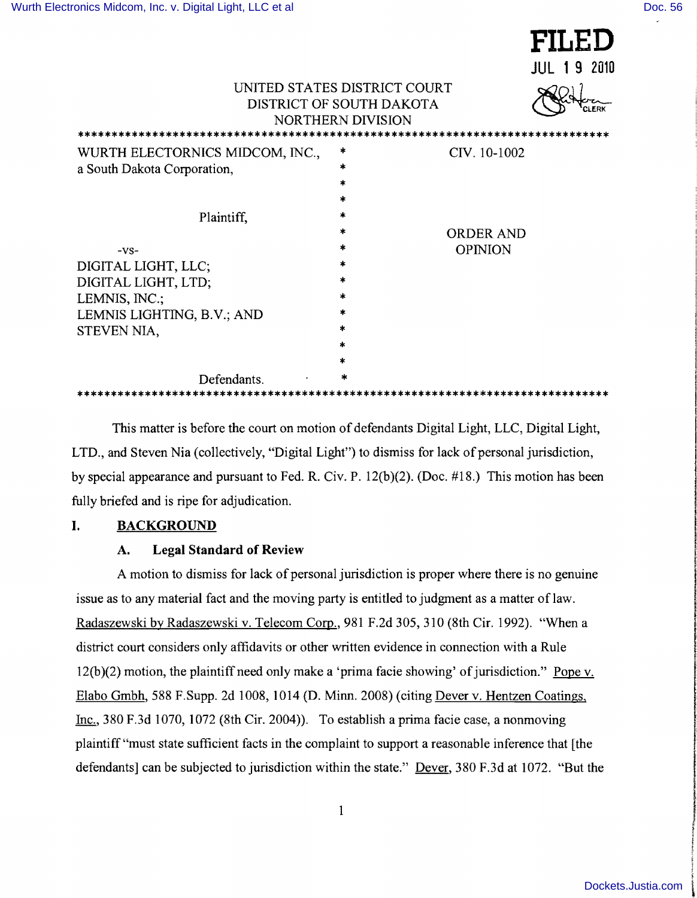FILED
JUL 19 2010

UNITED STATES DISTRICT COURT
DISTRICT OF SOUTH DAKOTA
NORTHERN DIVISION

******************************************************************************

| | | |
|---|---|---|
| WURTH ELECTORNICS MIDCOM, INC., a South Dakota Corporation, | * | CIV. 10-1002 |
| Plaintiff, | * | |
| -vs- | * | ORDER AND OPINION |
| DIGITAL LIGHT, LLC; DIGITAL LIGHT, LTD; LEMNIS, INC.; LEMNIS LIGHTING, B.V.; AND STEVEN NIA, | * | |
| Defendants. | * | |

******************************************************************************

This matter is before the court on motion of defendants Digital Light, LLC, Digital Light, LTD., and Steven Nia (collectively, "Digital Light") to dismiss for lack of personal jurisdiction, by special appearance and pursuant to Fed. R. Civ. P. 12(b)(2). (Doc. #18.) This motion has been fully briefed and is ripe for adjudication.

## I. BACKGROUND

### A. Legal Standard of Review

A motion to dismiss for lack of personal jurisdiction is proper where there is no genuine issue as to any material fact and the moving party is entitled to judgment as a matter of law. Radaszewski by Radaszewski v. Telecom Corp., 981 F.2d 305, 310 (8th Cir. 1992). "When a district court considers only affidavits or other written evidence in connection with a Rule 12(b)(2) motion, the plaintiff need only make a 'prima facie showing' of jurisdiction." Pope v. Elabo Gmbh, 588 F.Supp. 2d 1008, 1014 (D. Minn. 2008) (citing Dever v. Hentzen Coatings, Inc., 380 F.3d 1070, 1072 (8th Cir. 2004)). To establish a prima facie case, a nonmoving plaintiff "must state sufficient facts in the complaint to support a reasonable inference that [the defendants] can be subjected to jurisdiction within the state." Dever, 380 F.3d at 1072. "But the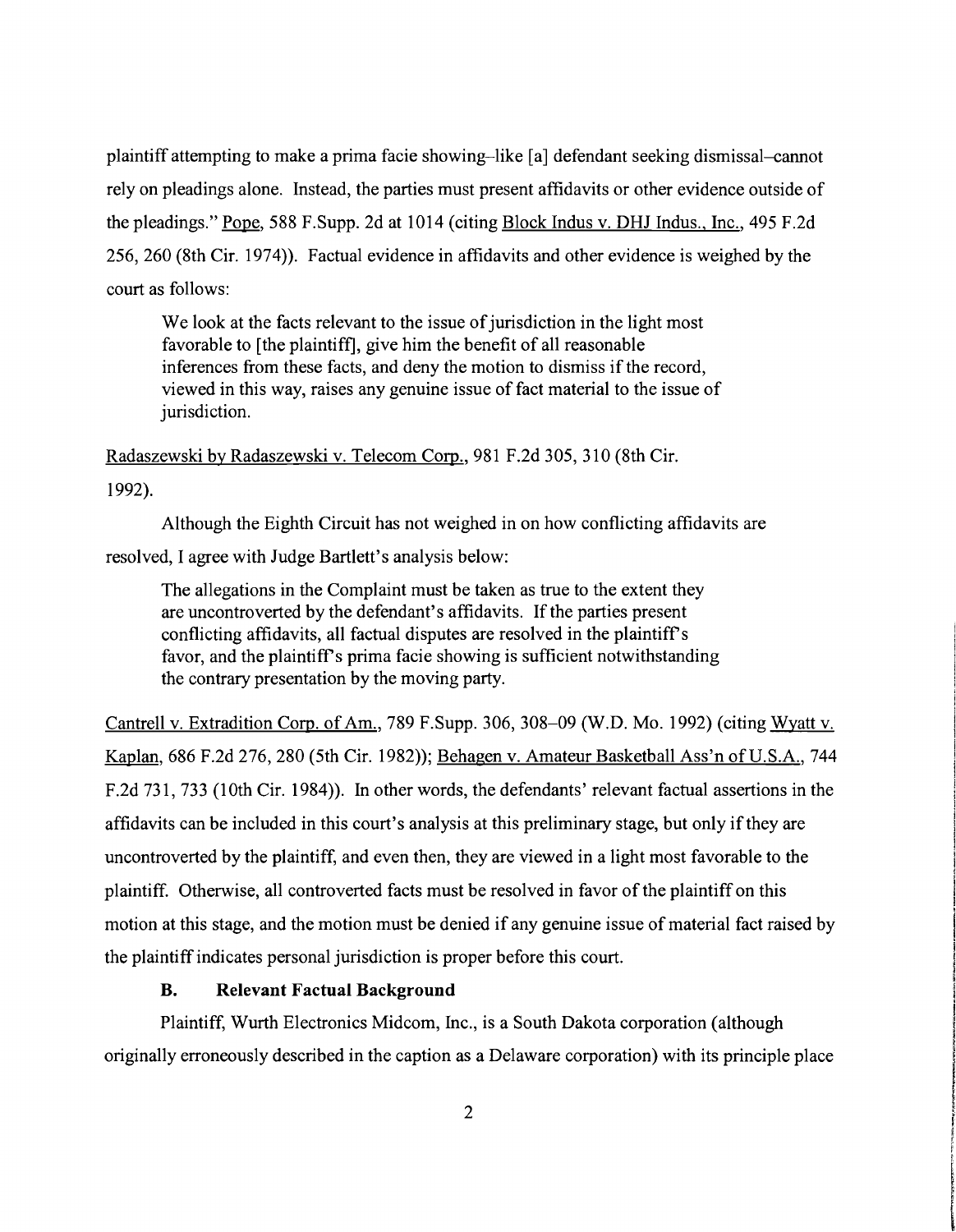plaintiff attempting to make a prima facie showing–like [a] defendant seeking dismissal–cannot rely on pleadings alone. Instead, the parties must present affidavits or other evidence outside of the pleadings." Pope, 588 F.Supp. 2d at 1014 (citing Block Indus v. DHJ Indus., Inc., 495 F.2d 256, 260 (8th Cir. 1974)). Factual evidence in affidavits and other evidence is weighed by the court as follows:

> We look at the facts relevant to the issue of jurisdiction in the light most favorable to [the plaintiff], give him the benefit of all reasonable inferences from these facts, and deny the motion to dismiss if the record, viewed in this way, raises any genuine issue of fact material to the issue of jurisdiction.

Radaszewski by Radaszewski v. Telecom Corp., 981 F.2d 305, 310 (8th Cir. 1992).

Although the Eighth Circuit has not weighed in on how conflicting affidavits are resolved, I agree with Judge Bartlett's analysis below:

> The allegations in the Complaint must be taken as true to the extent they are uncontroverted by the defendant's affidavits. If the parties present conflicting affidavits, all factual disputes are resolved in the plaintiff's favor, and the plaintiff's prima facie showing is sufficient notwithstanding the contrary presentation by the moving party.

Cantrell v. Extradition Corp. of Am., 789 F.Supp. 306, 308–09 (W.D. Mo. 1992) (citing Wyatt v. Kaplan, 686 F.2d 276, 280 (5th Cir. 1982)); Behagen v. Amateur Basketball Ass'n of U.S.A., 744 F.2d 731, 733 (10th Cir. 1984)). In other words, the defendants' relevant factual assertions in the affidavits can be included in this court's analysis at this preliminary stage, but only if they are uncontroverted by the plaintiff, and even then, they are viewed in a light most favorable to the plaintiff. Otherwise, all controverted facts must be resolved in favor of the plaintiff on this motion at this stage, and the motion must be denied if any genuine issue of material fact raised by the plaintiff indicates personal jurisdiction is proper before this court.

### B. Relevant Factual Background

Plaintiff, Wurth Electronics Midcom, Inc., is a South Dakota corporation (although originally erroneously described in the caption as a Delaware corporation) with its principle place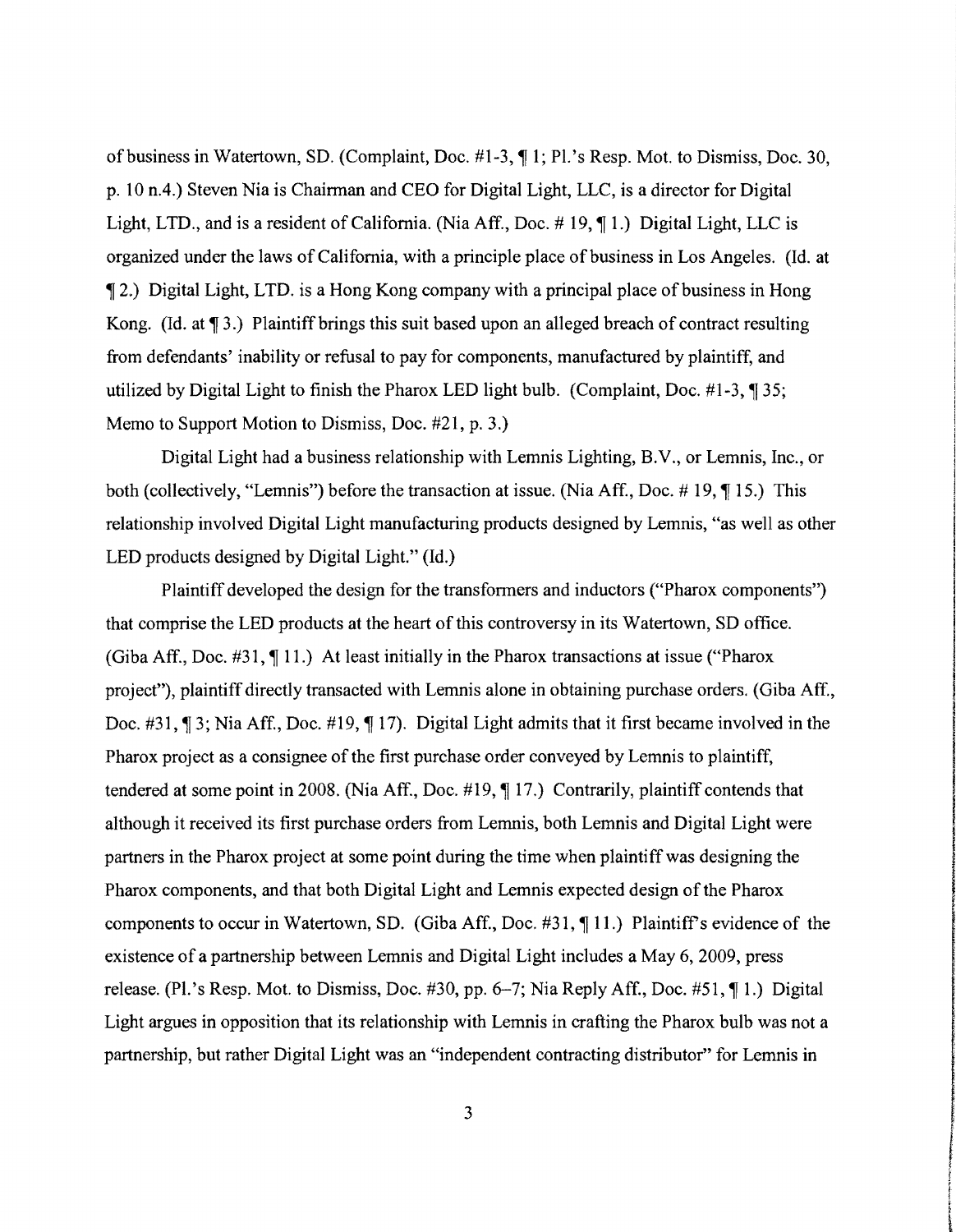of business in Watertown, SD. (Complaint, Doc. #1-3, ¶ 1; Pl.'s Resp. Mot. to Dismiss, Doc. 30, p. 10 n.4.) Steven Nia is Chairman and CEO for Digital Light, LLC, is a director for Digital Light, LTD., and is a resident of California. (Nia Aff., Doc. # 19, ¶ 1.) Digital Light, LLC is organized under the laws of California, with a principle place of business in Los Angeles. (Id. at ¶ 2.) Digital Light, LTD. is a Hong Kong company with a principal place of business in Hong Kong. (Id. at ¶ 3.) Plaintiff brings this suit based upon an alleged breach of contract resulting from defendants' inability or refusal to pay for components, manufactured by plaintiff, and utilized by Digital Light to finish the Pharox LED light bulb. (Complaint, Doc. #1-3, ¶ 35; Memo to Support Motion to Dismiss, Doc. #21, p. 3.)

Digital Light had a business relationship with Lemnis Lighting, B.V., or Lemnis, Inc., or both (collectively, "Lemnis") before the transaction at issue. (Nia Aff., Doc. # 19, ¶ 15.) This relationship involved Digital Light manufacturing products designed by Lemnis, "as well as other LED products designed by Digital Light." (Id.)

Plaintiff developed the design for the transformers and inductors ("Pharox components") that comprise the LED products at the heart of this controversy in its Watertown, SD office. (Giba Aff., Doc. #31, ¶ 11.) At least initially in the Pharox transactions at issue ("Pharox project"), plaintiff directly transacted with Lemnis alone in obtaining purchase orders. (Giba Aff., Doc. #31, ¶ 3; Nia Aff., Doc. #19, ¶ 17). Digital Light admits that it first became involved in the Pharox project as a consignee of the first purchase order conveyed by Lemnis to plaintiff, tendered at some point in 2008. (Nia Aff., Doc. #19, ¶ 17.) Contrarily, plaintiff contends that although it received its first purchase orders from Lemnis, both Lemnis and Digital Light were partners in the Pharox project at some point during the time when plaintiff was designing the Pharox components, and that both Digital Light and Lemnis expected design of the Pharox components to occur in Watertown, SD. (Giba Aff., Doc. #31, ¶ 11.) Plaintiff's evidence of the existence of a partnership between Lemnis and Digital Light includes a May 6, 2009, press release. (Pl.'s Resp. Mot. to Dismiss, Doc. #30, pp. 6–7; Nia Reply Aff., Doc. #51, ¶ 1.) Digital Light argues in opposition that its relationship with Lemnis in crafting the Pharox bulb was not a partnership, but rather Digital Light was an "independent contracting distributor" for Lemnis in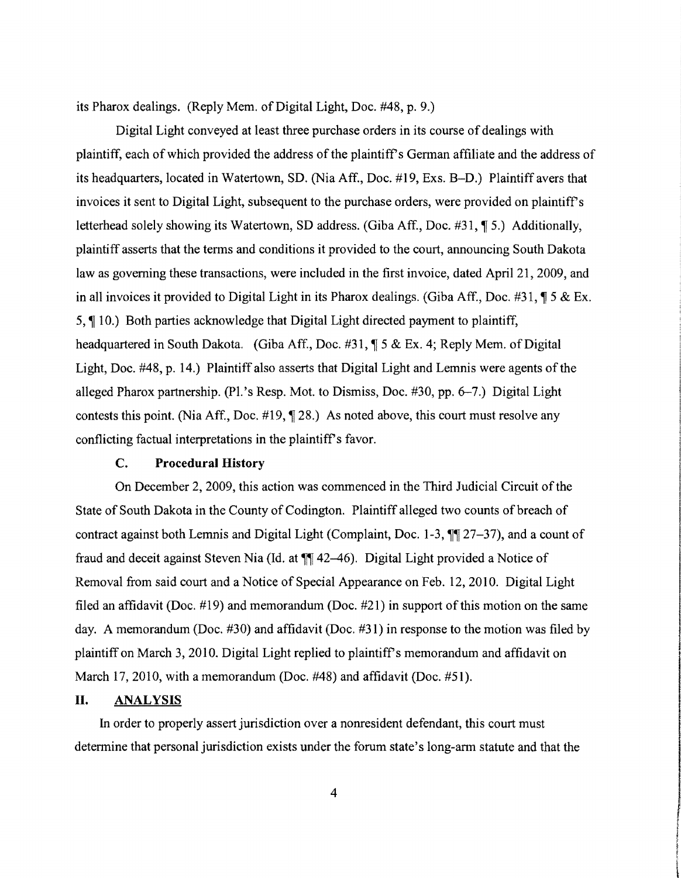its Pharox dealings. (Reply Mem. of Digital Light, Doc. #48, p. 9.)

Digital Light conveyed at least three purchase orders in its course of dealings with plaintiff, each of which provided the address of the plaintiff's German affiliate and the address of its headquarters, located in Watertown, SD. (Nia Aff., Doc. #19, Exs. B–D.) Plaintiff avers that invoices it sent to Digital Light, subsequent to the purchase orders, were provided on plaintiff's letterhead solely showing its Watertown, SD address. (Giba Aff., Doc. #31, ¶ 5.) Additionally, plaintiff asserts that the terms and conditions it provided to the court, announcing South Dakota law as governing these transactions, were included in the first invoice, dated April 21, 2009, and in all invoices it provided to Digital Light in its Pharox dealings. (Giba Aff., Doc. #31, ¶ 5 & Ex. 5, ¶ 10.) Both parties acknowledge that Digital Light directed payment to plaintiff, headquartered in South Dakota. (Giba Aff., Doc. #31, ¶ 5 & Ex. 4; Reply Mem. of Digital Light, Doc. #48, p. 14.) Plaintiff also asserts that Digital Light and Lemnis were agents of the alleged Pharox partnership. (Pl.'s Resp. Mot. to Dismiss, Doc. #30, pp. 6–7.) Digital Light contests this point. (Nia Aff., Doc. #19, ¶ 28.) As noted above, this court must resolve any conflicting factual interpretations in the plaintiff's favor.

### C. Procedural History

On December 2, 2009, this action was commenced in the Third Judicial Circuit of the State of South Dakota in the County of Codington. Plaintiff alleged two counts of breach of contract against both Lemnis and Digital Light (Complaint, Doc. 1-3, ¶¶ 27–37), and a count of fraud and deceit against Steven Nia (Id. at ¶¶ 42–46). Digital Light provided a Notice of Removal from said court and a Notice of Special Appearance on Feb. 12, 2010. Digital Light filed an affidavit (Doc. #19) and memorandum (Doc. #21) in support of this motion on the same day. A memorandum (Doc. #30) and affidavit (Doc. #31) in response to the motion was filed by plaintiff on March 3, 2010. Digital Light replied to plaintiff's memorandum and affidavit on March 17, 2010, with a memorandum (Doc. #48) and affidavit (Doc. #51).

## II. ANALYSIS

In order to properly assert jurisdiction over a nonresident defendant, this court must determine that personal jurisdiction exists under the forum state's long-arm statute and that the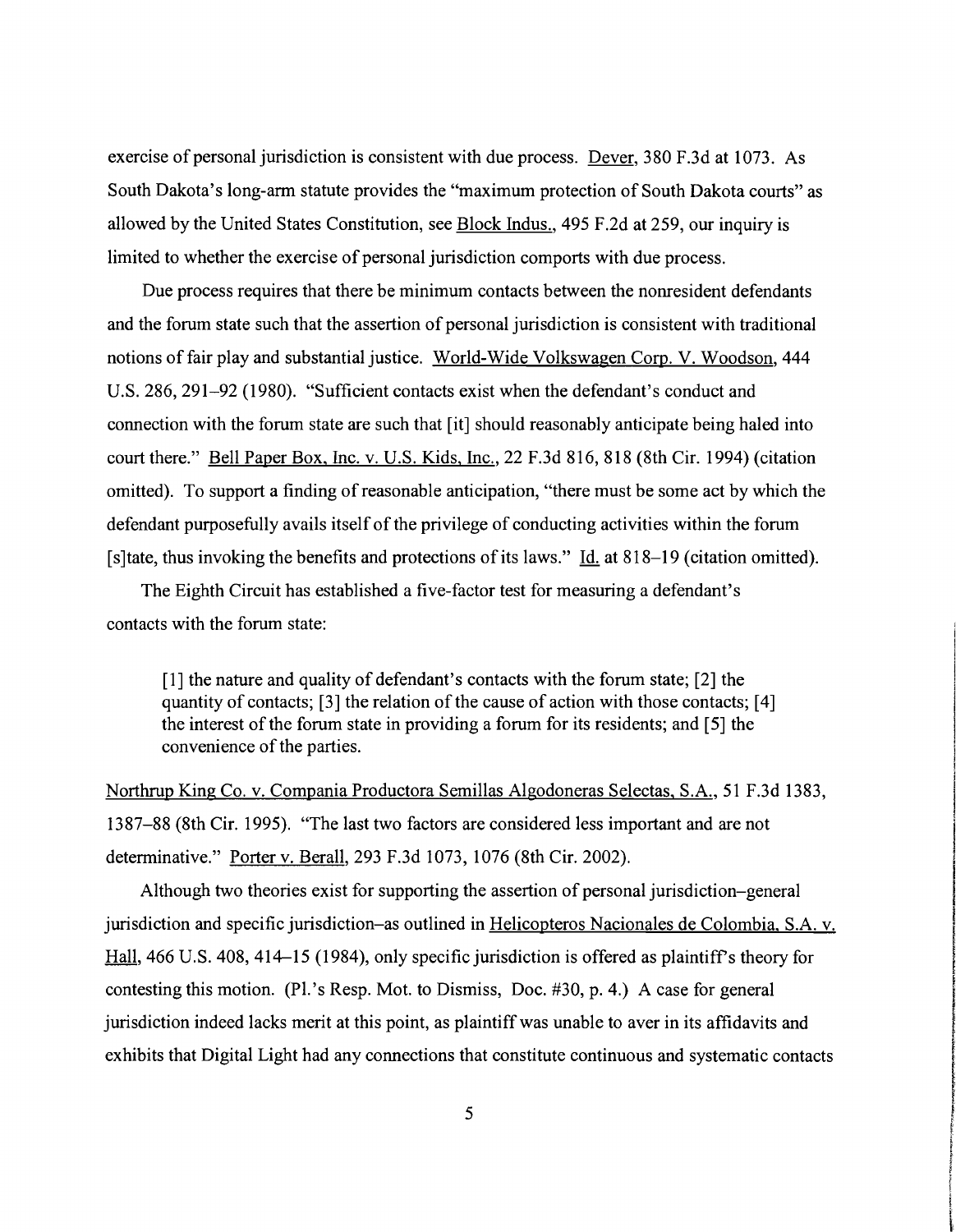exercise of personal jurisdiction is consistent with due process. Dever, 380 F.3d at 1073. As South Dakota's long-arm statute provides the "maximum protection of South Dakota courts" as allowed by the United States Constitution, see Block Indus., 495 F.2d at 259, our inquiry is limited to whether the exercise of personal jurisdiction comports with due process.

Due process requires that there be minimum contacts between the nonresident defendants and the forum state such that the assertion of personal jurisdiction is consistent with traditional notions of fair play and substantial justice. World-Wide Volkswagen Corp. V. Woodson, 444 U.S. 286, 291–92 (1980). "Sufficient contacts exist when the defendant's conduct and connection with the forum state are such that [it] should reasonably anticipate being haled into court there." Bell Paper Box, Inc. v. U.S. Kids, Inc., 22 F.3d 816, 818 (8th Cir. 1994) (citation omitted). To support a finding of reasonable anticipation, "there must be some act by which the defendant purposefully avails itself of the privilege of conducting activities within the forum [s]tate, thus invoking the benefits and protections of its laws." Id. at 818–19 (citation omitted).

The Eighth Circuit has established a five-factor test for measuring a defendant's contacts with the forum state:

> [1] the nature and quality of defendant's contacts with the forum state; [2] the quantity of contacts; [3] the relation of the cause of action with those contacts; [4] the interest of the forum state in providing a forum for its residents; and [5] the convenience of the parties.

Northrup King Co. v. Compania Productora Semillas Algodoneras Selectas, S.A., 51 F.3d 1383, 1387–88 (8th Cir. 1995). "The last two factors are considered less important and are not determinative." Porter v. Berall, 293 F.3d 1073, 1076 (8th Cir. 2002).

Although two theories exist for supporting the assertion of personal jurisdiction–general jurisdiction and specific jurisdiction–as outlined in Helicopteros Nacionales de Colombia, S.A. v. Hall, 466 U.S. 408, 414–15 (1984), only specific jurisdiction is offered as plaintiff's theory for contesting this motion. (Pl.'s Resp. Mot. to Dismiss, Doc. #30, p. 4.) A case for general jurisdiction indeed lacks merit at this point, as plaintiff was unable to aver in its affidavits and exhibits that Digital Light had any connections that constitute continuous and systematic contacts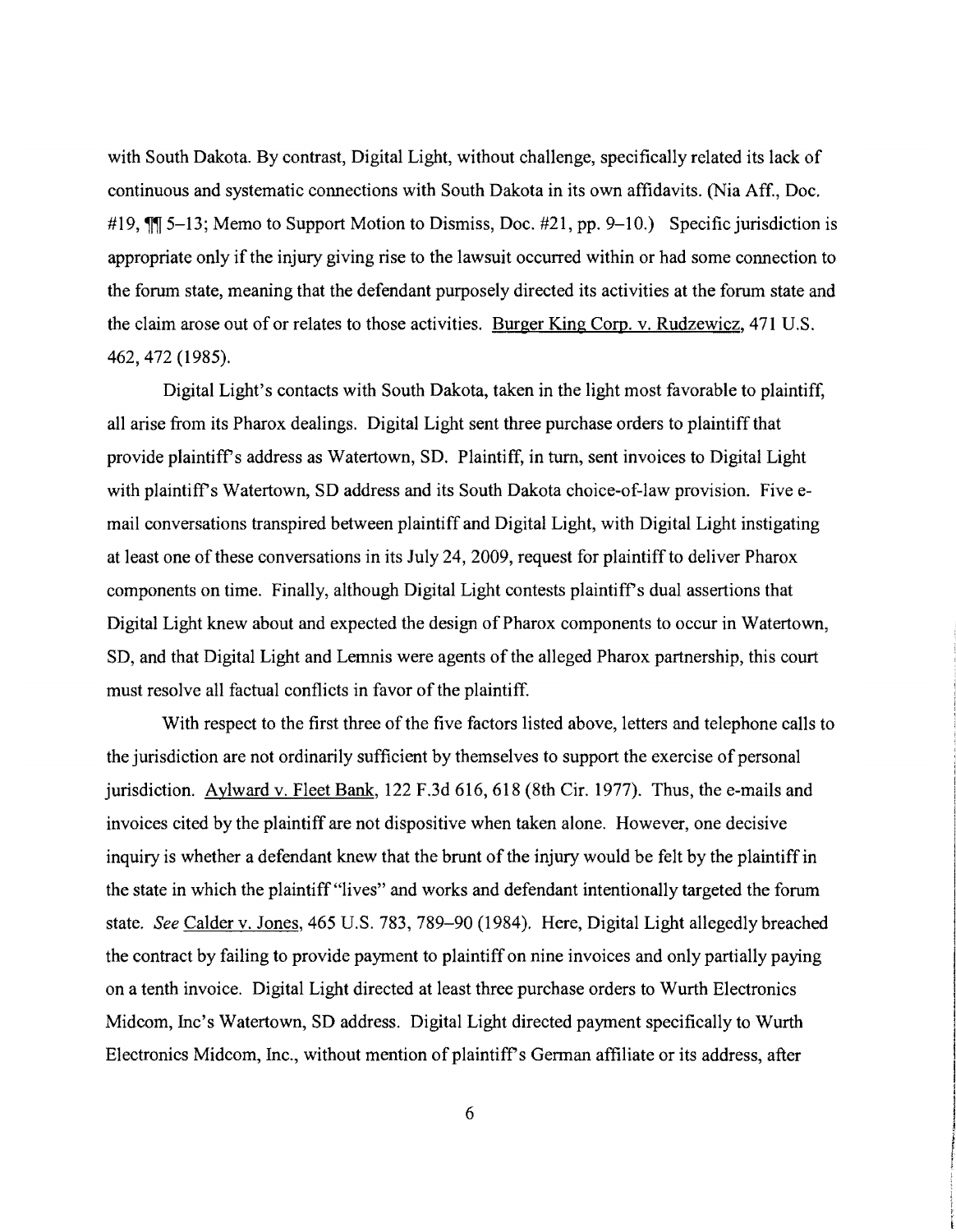with South Dakota. By contrast, Digital Light, without challenge, specifically related its lack of continuous and systematic connections with South Dakota in its own affidavits. (Nia Aff., Doc. #19, ¶¶ 5–13; Memo to Support Motion to Dismiss, Doc. #21, pp. 9–10.) Specific jurisdiction is appropriate only if the injury giving rise to the lawsuit occurred within or had some connection to the forum state, meaning that the defendant purposely directed its activities at the forum state and the claim arose out of or relates to those activities. Burger King Corp. v. Rudzewicz, 471 U.S. 462, 472 (1985).

Digital Light's contacts with South Dakota, taken in the light most favorable to plaintiff, all arise from its Pharox dealings. Digital Light sent three purchase orders to plaintiff that provide plaintiff's address as Watertown, SD. Plaintiff, in turn, sent invoices to Digital Light with plaintiff's Watertown, SD address and its South Dakota choice-of-law provision. Five e-mail conversations transpired between plaintiff and Digital Light, with Digital Light instigating at least one of these conversations in its July 24, 2009, request for plaintiff to deliver Pharox components on time. Finally, although Digital Light contests plaintiff's dual assertions that Digital Light knew about and expected the design of Pharox components to occur in Watertown, SD, and that Digital Light and Lemnis were agents of the alleged Pharox partnership, this court must resolve all factual conflicts in favor of the plaintiff.

With respect to the first three of the five factors listed above, letters and telephone calls to the jurisdiction are not ordinarily sufficient by themselves to support the exercise of personal jurisdiction. Aylward v. Fleet Bank, 122 F.3d 616, 618 (8th Cir. 1977). Thus, the e-mails and invoices cited by the plaintiff are not dispositive when taken alone. However, one decisive inquiry is whether a defendant knew that the brunt of the injury would be felt by the plaintiff in the state in which the plaintiff "lives" and works and defendant intentionally targeted the forum state. *See* Calder v. Jones, 465 U.S. 783, 789–90 (1984). Here, Digital Light allegedly breached the contract by failing to provide payment to plaintiff on nine invoices and only partially paying on a tenth invoice. Digital Light directed at least three purchase orders to Wurth Electronics Midcom, Inc's Watertown, SD address. Digital Light directed payment specifically to Wurth Electronics Midcom, Inc., without mention of plaintiff's German affiliate or its address, after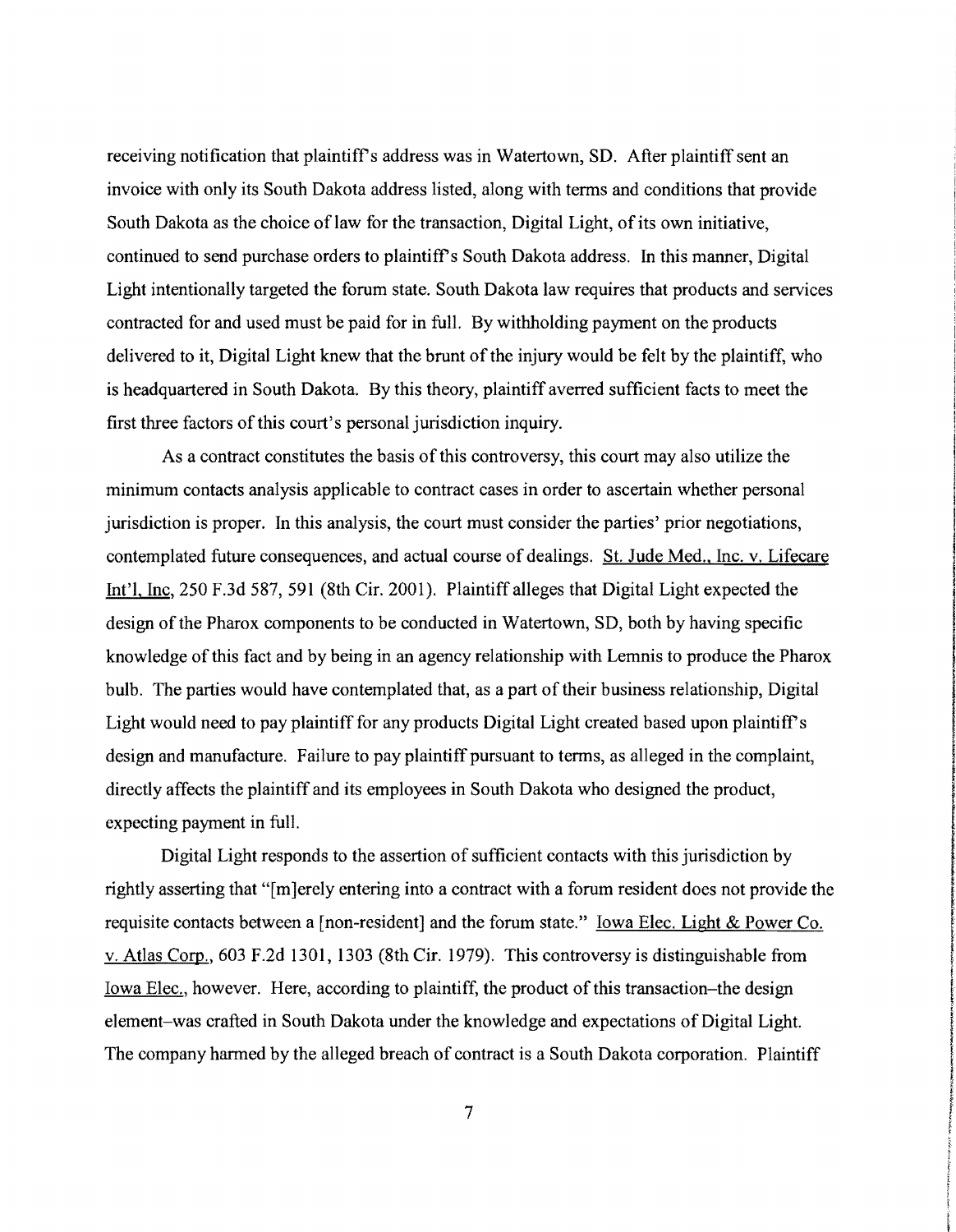receiving notification that plaintiff's address was in Watertown, SD. After plaintiff sent an invoice with only its South Dakota address listed, along with terms and conditions that provide South Dakota as the choice of law for the transaction, Digital Light, of its own initiative, continued to send purchase orders to plaintiff's South Dakota address. In this manner, Digital Light intentionally targeted the forum state. South Dakota law requires that products and services contracted for and used must be paid for in full. By withholding payment on the products delivered to it, Digital Light knew that the brunt of the injury would be felt by the plaintiff, who is headquartered in South Dakota. By this theory, plaintiff averred sufficient facts to meet the first three factors of this court's personal jurisdiction inquiry.

As a contract constitutes the basis of this controversy, this court may also utilize the minimum contacts analysis applicable to contract cases in order to ascertain whether personal jurisdiction is proper. In this analysis, the court must consider the parties' prior negotiations, contemplated future consequences, and actual course of dealings. St. Jude Med., Inc. v. Lifecare Int'l, Inc, 250 F.3d 587, 591 (8th Cir. 2001). Plaintiff alleges that Digital Light expected the design of the Pharox components to be conducted in Watertown, SD, both by having specific knowledge of this fact and by being in an agency relationship with Lemnis to produce the Pharox bulb. The parties would have contemplated that, as a part of their business relationship, Digital Light would need to pay plaintiff for any products Digital Light created based upon plaintiff's design and manufacture. Failure to pay plaintiff pursuant to terms, as alleged in the complaint, directly affects the plaintiff and its employees in South Dakota who designed the product, expecting payment in full.

Digital Light responds to the assertion of sufficient contacts with this jurisdiction by rightly asserting that "[m]erely entering into a contract with a forum resident does not provide the requisite contacts between a [non-resident] and the forum state." Iowa Elec. Light & Power Co. v. Atlas Corp., 603 F.2d 1301, 1303 (8th Cir. 1979). This controversy is distinguishable from Iowa Elec., however. Here, according to plaintiff, the product of this transaction–the design element–was crafted in South Dakota under the knowledge and expectations of Digital Light. The company harmed by the alleged breach of contract is a South Dakota corporation. Plaintiff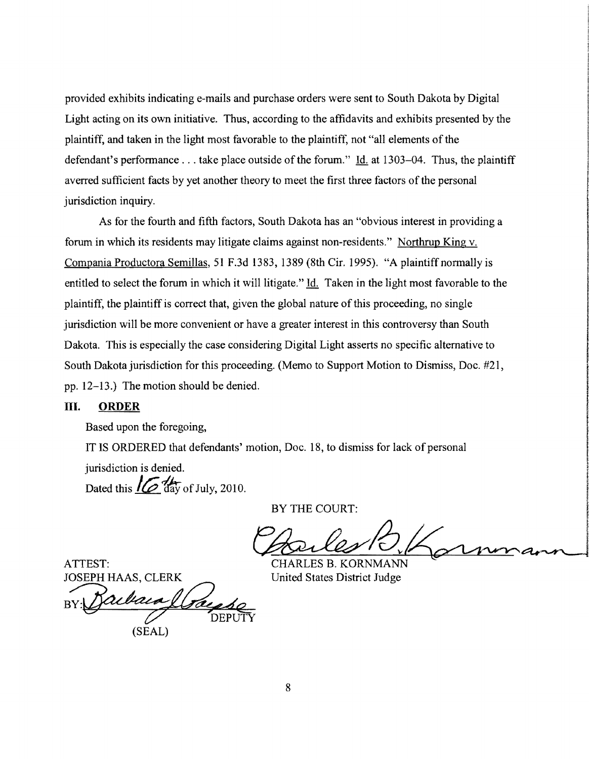provided exhibits indicating e-mails and purchase orders were sent to South Dakota by Digital Light acting on its own initiative. Thus, according to the affidavits and exhibits presented by the plaintiff, and taken in the light most favorable to the plaintiff, not "all elements of the defendant's performance . . . take place outside of the forum." Id. at 1303–04. Thus, the plaintiff averred sufficient facts by yet another theory to meet the first three factors of the personal jurisdiction inquiry.

As for the fourth and fifth factors, South Dakota has an "obvious interest in providing a forum in which its residents may litigate claims against non-residents." Northrup King v. Compania Productora Semillas, 51 F.3d 1383, 1389 (8th Cir. 1995). "A plaintiff normally is entitled to select the forum in which it will litigate." Id. Taken in the light most favorable to the plaintiff, the plaintiff is correct that, given the global nature of this proceeding, no single jurisdiction will be more convenient or have a greater interest in this controversy than South Dakota. This is especially the case considering Digital Light asserts no specific alternative to South Dakota jurisdiction for this proceeding. (Memo to Support Motion to Dismiss, Doc. #21, pp. 12–13.) The motion should be denied.

## III. ORDER

Based upon the foregoing,

IT IS ORDERED that defendants' motion, Doc. 18, to dismiss for lack of personal jurisdiction is denied.

Dated this 16th day of July, 2010.

BY THE COURT:

CHARLES B. KORNMANN
United States District Judge

ATTEST:
JOSEPH HAAS, CLERK

BY: DEPUTY

(SEAL)